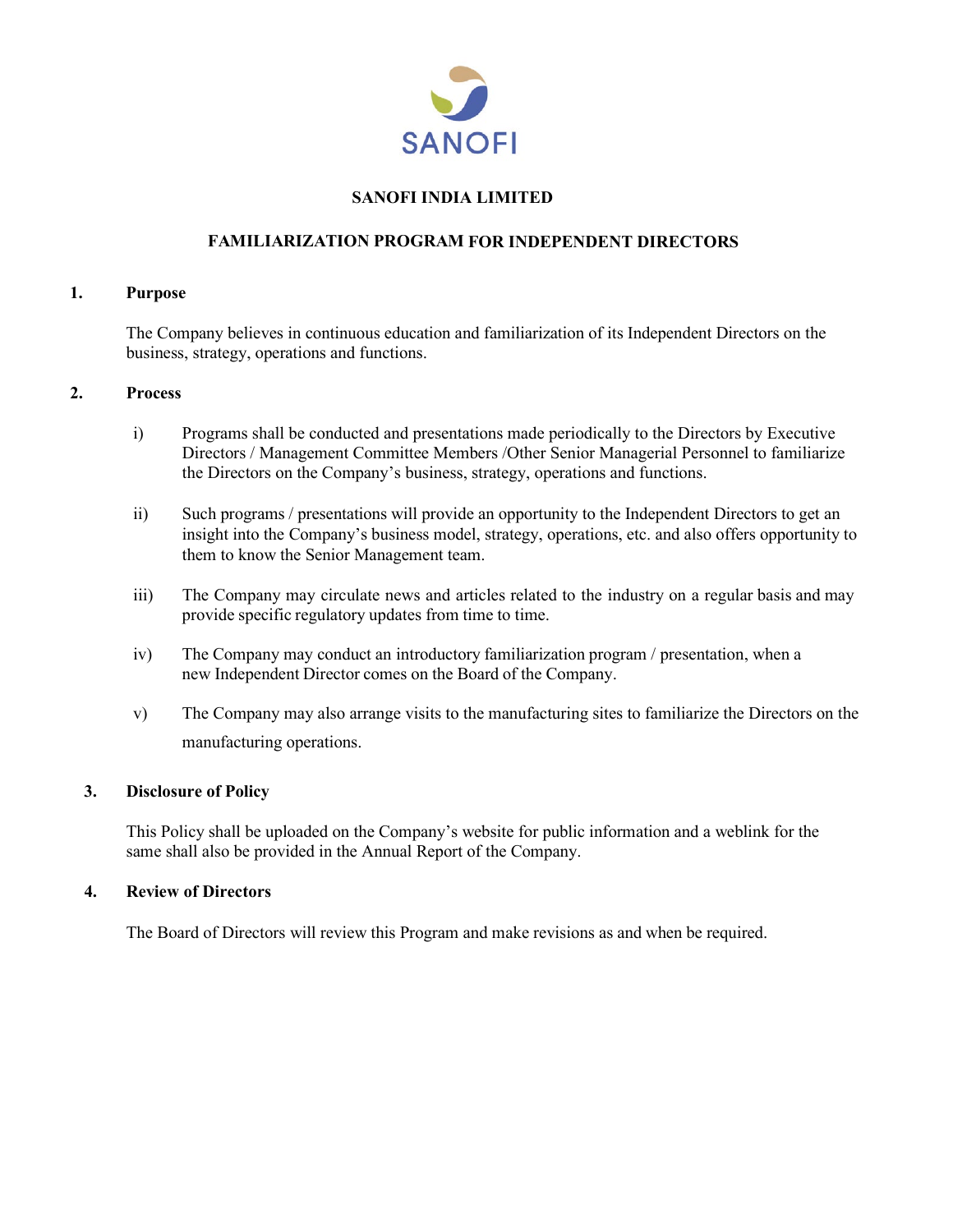SANOFI

# SANOFI INDIA LIMITED

## FAMILIARIZATION PROGRAM FOR INDEPENDENT DIRECTORS

### 1. Purpose

The Company believes in continuous education and familiarization of its Independent Directors on the business, strategy, operations and functions.

### 2. Process

i) Programs shall be conducted and presentations made periodically to the Directors by Executive Directors / Management Committee Members /Other Senior Managerial Personnel to familiarize the Directors on the Company's business, strategy, operations and functions.

ii) Such programs / presentations will provide an opportunity to the Independent Directors to get an insight into the Company's business model, strategy, operations, etc. and also offers opportunity to them to know the Senior Management team.

iii) The Company may circulate news and articles related to the industry on a regular basis and may provide specific regulatory updates from time to time.

iv) The Company may conduct an introductory familiarization program / presentation, when a new Independent Director comes on the Board of the Company.

v) The Company may also arrange visits to the manufacturing sites to familiarize the Directors on the manufacturing operations.

### 3. Disclosure of Policy

This Policy shall be uploaded on the Company's website for public information and a weblink for the same shall also be provided in the Annual Report of the Company.

### 4. Review of Directors

The Board of Directors will review this Program and make revisions as and when be required.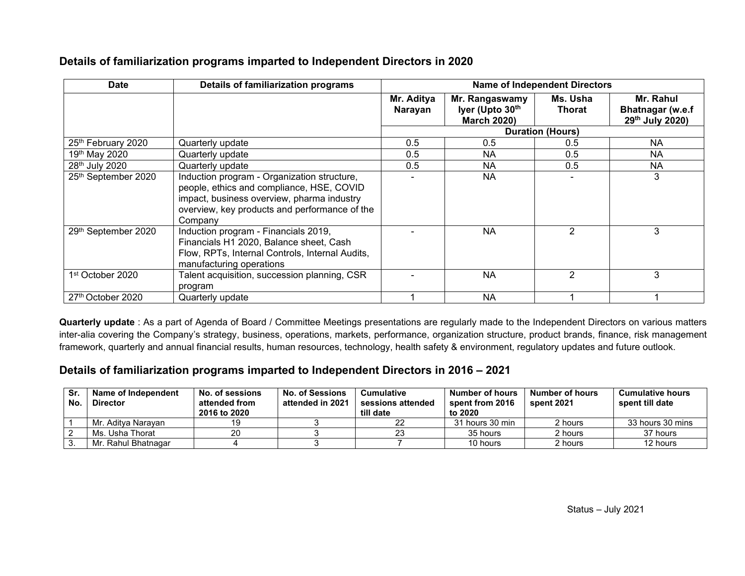## Details of familiarization programs imparted to Independent Directors in 2020

| Date | Details of familiarization programs | Name of Independent Directors | | | |
|---|---|---|---|---|---|
| | | Mr. Aditya Narayan | Mr. Rangaswamy Iyer (Upto 30th March 2020) | Ms. Usha Thorat | Mr. Rahul Bhatnagar (w.e.f 29th July 2020) |
| | | Duration (Hours) | | | |
| 25th February 2020 | Quarterly update | 0.5 | 0.5 | 0.5 | NA |
| 19th May 2020 | Quarterly update | 0.5 | NA | 0.5 | NA |
| 28th July 2020 | Quarterly update | 0.5 | NA | 0.5 | NA |
| 25th September 2020 | Induction program - Organization structure, people, ethics and compliance, HSE, COVID impact, business overview, pharma industry overview, key products and performance of the Company | - | NA | - | 3 |
| 29th September 2020 | Induction program - Financials 2019, Financials H1 2020, Balance sheet, Cash Flow, RPTs, Internal Controls, Internal Audits, manufacturing operations | - | NA | 2 | 3 |
| 1st October 2020 | Talent acquisition, succession planning, CSR program | - | NA | 2 | 3 |
| 27th October 2020 | Quarterly update | 1 | NA | 1 | 1 |

**Quarterly update** : As a part of Agenda of Board / Committee Meetings presentations are regularly made to the Independent Directors on various matters inter-alia covering the Company's strategy, business, operations, markets, performance, organization structure, product brands, finance, risk management framework, quarterly and annual financial results, human resources, technology, health safety & environment, regulatory updates and future outlook.

## Details of familiarization programs imparted to Independent Directors in 2016 – 2021

| Sr. No. | Name of Independent Director | No. of sessions attended from 2016 to 2020 | No. of Sessions attended in 2021 | Cumulative sessions attended till date | Number of hours spent from 2016 to 2020 | Number of hours spent 2021 | Cumulative hours spent till date |
|---|---|---|---|---|---|---|---|
| 1 | Mr. Aditya Narayan | 19 | 3 | 22 | 31 hours 30 min | 2 hours | 33 hours 30 mins |
| 2 | Ms. Usha Thorat | 20 | 3 | 23 | 35 hours | 2 hours | 37 hours |
| 3. | Mr. Rahul Bhatnagar | 4 | 3 | 7 | 10 hours | 2 hours | 12 hours |

Status – July 2021